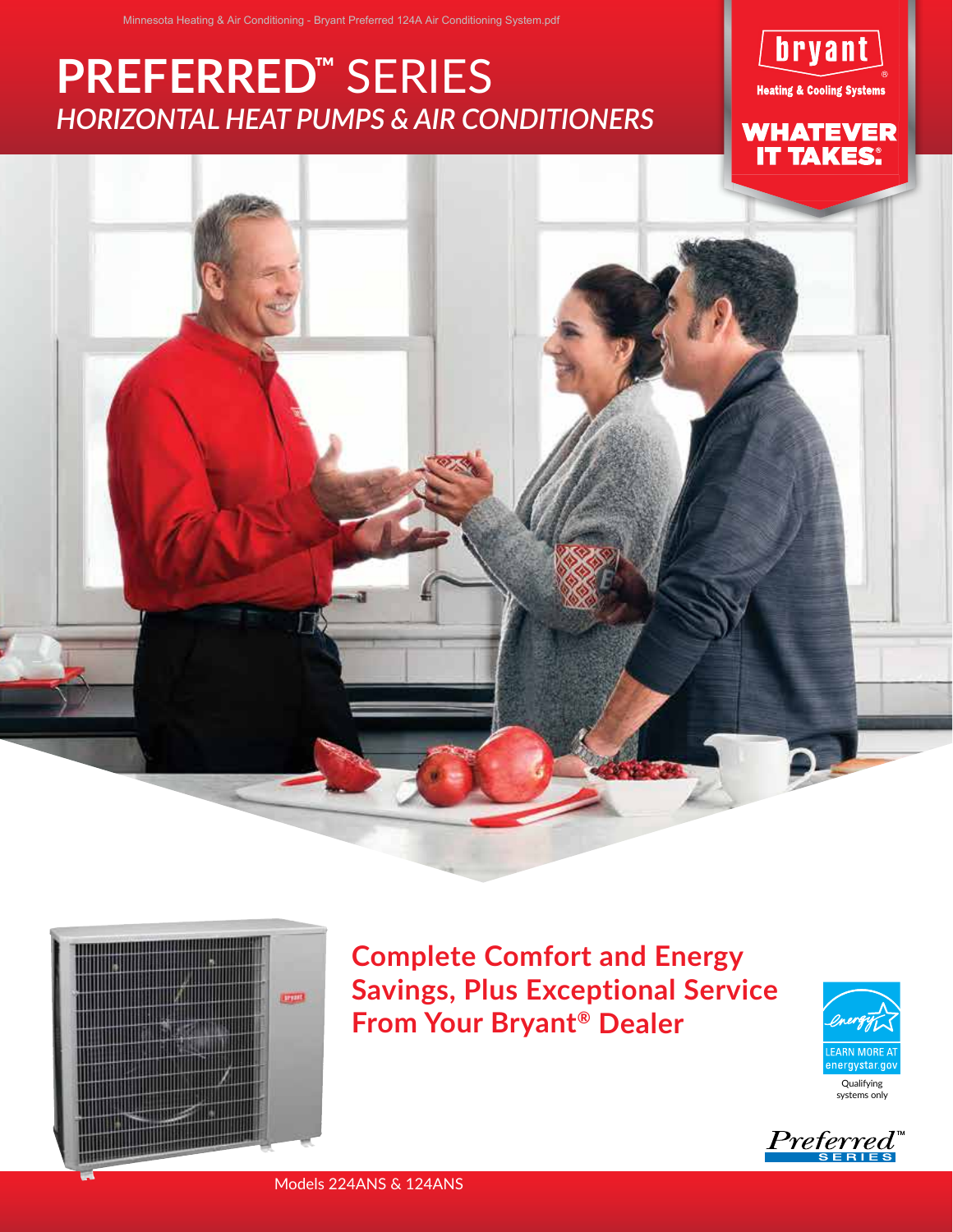# PREFERRED™ SERIES

## *HORIZONTAL HEAT PUMPS & AIR CONDITIONERS*

bryant® Heating & Cooling Systems

WHATEVER IT TAKES.®

## Complete Comfort and Energy Savings, Plus Exceptional Service From Your Bryant® Dealer

LEARN MORE AT energystar.gov

Qualifying systems only

Preferred™ SERIES

Models 224ANS & 124ANS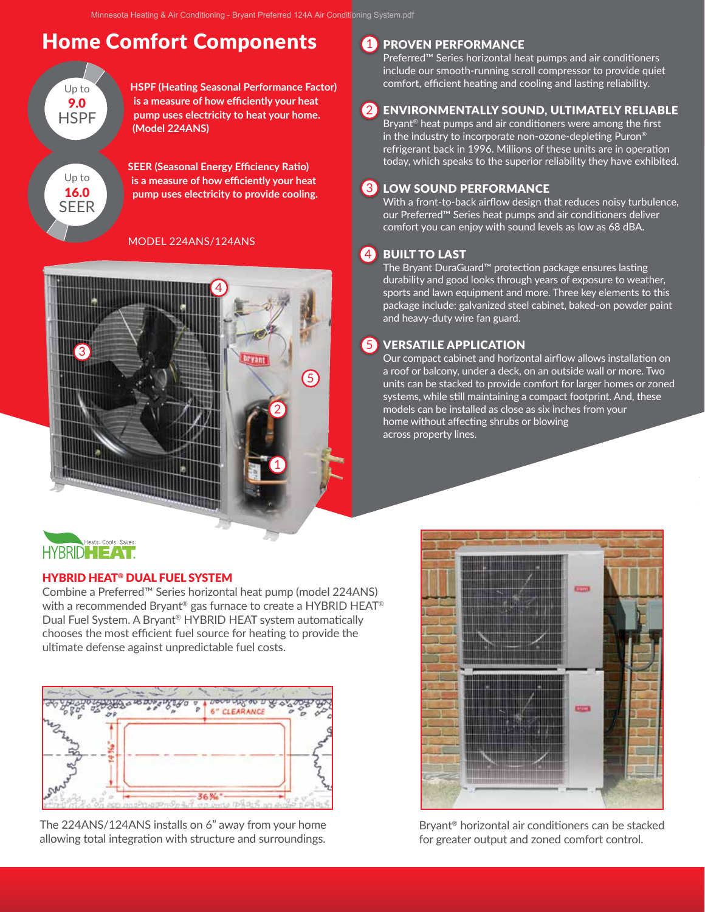# Home Comfort Components

Up to **9.0** HSPF

**HSPF (Heating Seasonal Performance Factor) is a measure of how efficiently your heat pump uses electricity to heat your home. (Model 224ANS)**

Up to **16.0** SEER

**SEER (Seasonal Energy Efficiency Ratio) is a measure of how efficiently your heat pump uses electricity to provide cooling.**

MODEL 224ANS/124ANS

## 1 PROVEN PERFORMANCE

Preferred™ Series horizontal heat pumps and air conditioners include our smooth-running scroll compressor to provide quiet comfort, efficient heating and cooling and lasting reliability.

## 2 ENVIRONMENTALLY SOUND, ULTIMATELY RELIABLE

Bryant® heat pumps and air conditioners were among the first in the industry to incorporate non-ozone-depleting Puron® refrigerant back in 1996. Millions of these units are in operation today, which speaks to the superior reliability they have exhibited.

## 3 LOW SOUND PERFORMANCE

With a front-to-back airflow design that reduces noisy turbulence, our Preferred™ Series heat pumps and air conditioners deliver comfort you can enjoy with sound levels as low as 68 dBA.

## 4 BUILT TO LAST

The Bryant DuraGuard™ protection package ensures lasting durability and good looks through years of exposure to weather, sports and lawn equipment and more. Three key elements to this package include: galvanized steel cabinet, baked-on powder paint and heavy-duty wire fan guard.

## 5 VERSATILE APPLICATION

Our compact cabinet and horizontal airflow allows installation on a roof or balcony, under a deck, on an outside wall or more. Two units can be stacked to provide comfort for larger homes or zoned systems, while still maintaining a compact footprint. And, these models can be installed as close as six inches from your home without affecting shrubs or blowing across property lines.

HYBRID HEAT. Heats. Cools. Saves.

## HYBRID HEAT® DUAL FUEL SYSTEM

Combine a Preferred™ Series horizontal heat pump (model 224ANS) with a recommended Bryant® gas furnace to create a HYBRID HEAT® Dual Fuel System. A Bryant® HYBRID HEAT system automatically chooses the most efficient fuel source for heating to provide the ultimate defense against unpredictable fuel costs.

6" CLEARANCE

The 224ANS/124ANS installs on 6" away from your home allowing total integration with structure and surroundings.

Bryant® horizontal air conditioners can be stacked for greater output and zoned comfort control.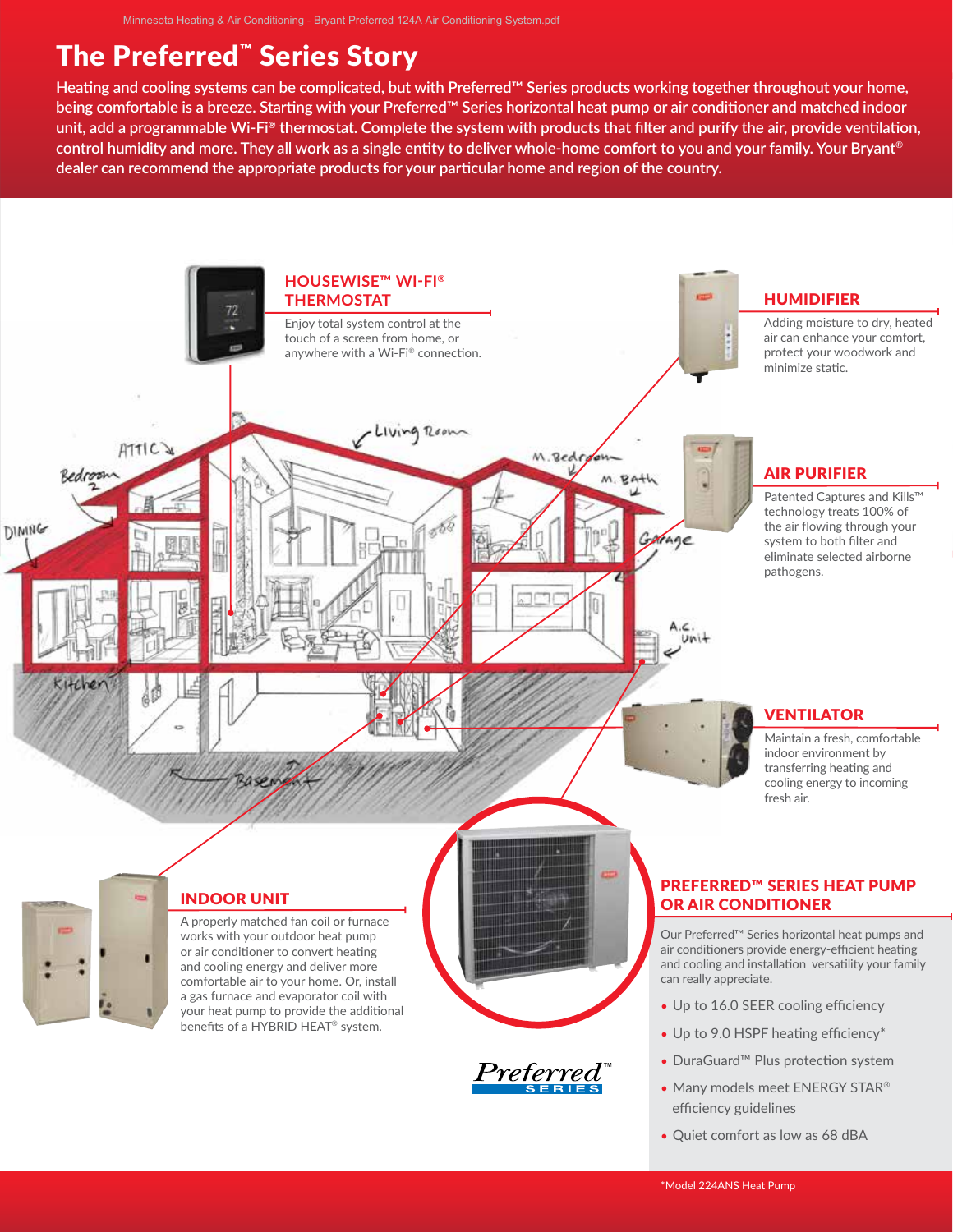# The Preferred™ Series Story

Heating and cooling systems can be complicated, but with Preferred™ Series products working together throughout your home, being comfortable is a breeze. Starting with your Preferred™ Series horizontal heat pump or air conditioner and matched indoor unit, add a programmable Wi-Fi® thermostat. Complete the system with products that filter and purify the air, provide ventilation, control humidity and more. They all work as a single entity to deliver whole-home comfort to you and your family. Your Bryant® dealer can recommend the appropriate products for your particular home and region of the country.

## HOUSEWISE™ WI-FI® THERMOSTAT

Enjoy total system control at the touch of a screen from home, or anywhere with a Wi-Fi® connection.

## HUMIDIFIER

Adding moisture to dry, heated air can enhance your comfort, protect your woodwork and minimize static.

## AIR PURIFIER

Patented Captures and Kills™ technology treats 100% of the air flowing through your system to both filter and eliminate selected airborne pathogens.

## VENTILATOR

Maintain a fresh, comfortable indoor environment by transferring heating and cooling energy to incoming fresh air.

## INDOOR UNIT

A properly matched fan coil or furnace works with your outdoor heat pump or air conditioner to convert heating and cooling energy and deliver more comfortable air to your home. Or, install a gas furnace and evaporator coil with your heat pump to provide the additional benefits of a HYBRID HEAT® system.

## PREFERRED™ SERIES HEAT PUMP OR AIR CONDITIONER

Our Preferred™ Series horizontal heat pumps and air conditioners provide energy-efficient heating and cooling and installation versatility your family can really appreciate.

- Up to 16.0 SEER cooling efficiency
- Up to 9.0 HSPF heating efficiency*
- DuraGuard™ Plus protection system
- Many models meet ENERGY STAR® efficiency guidelines
- Quiet comfort as low as 68 dBA

Preferred™ SERIES

*Model 224ANS Heat Pump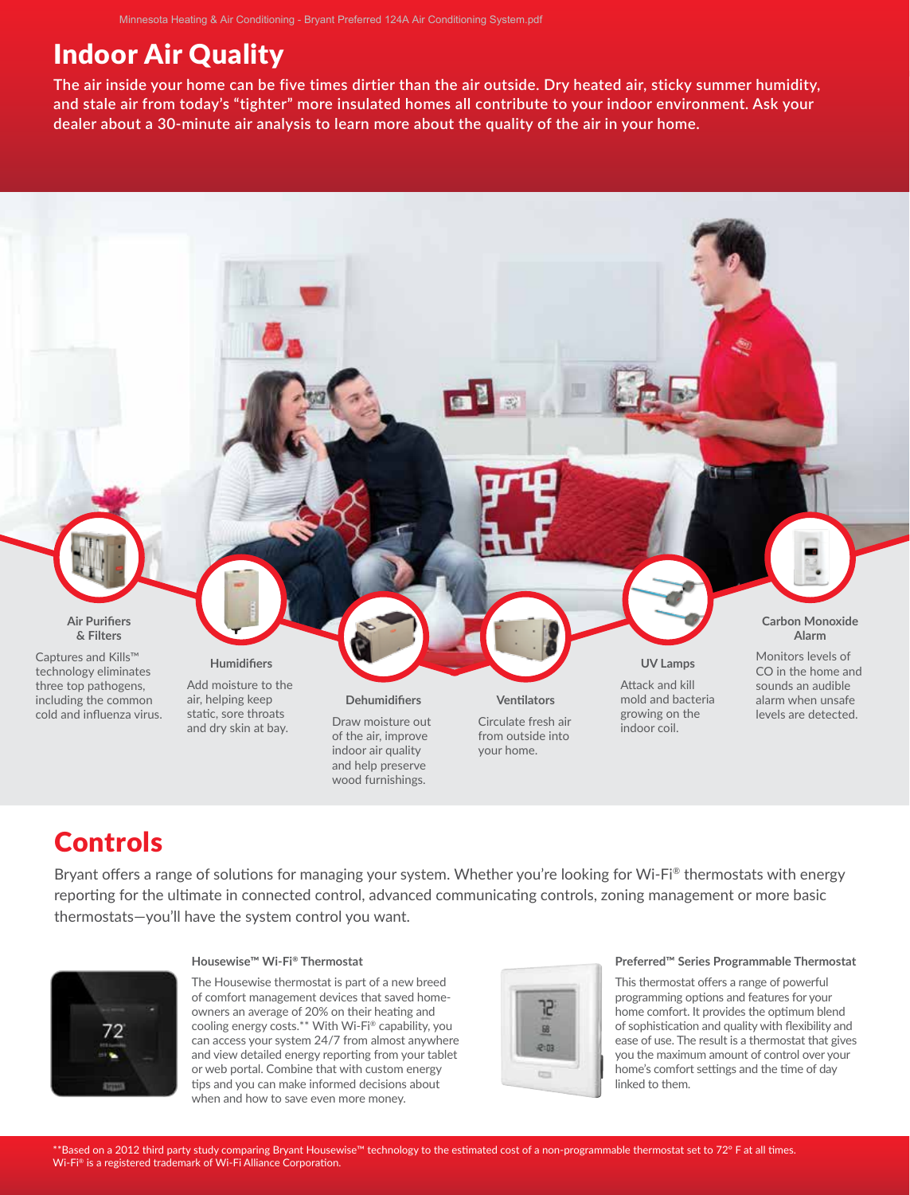# Indoor Air Quality

**The air inside your home can be five times dirtier than the air outside. Dry heated air, sticky summer humidity, and stale air from today's "tighter" more insulated homes all contribute to your indoor environment. Ask your dealer about a 30-minute air analysis to learn more about the quality of the air in your home.**

**Air Purifiers & Filters**

Captures and Kills™ technology eliminates three top pathogens, including the common cold and influenza virus.

**Humidifiers**

Add moisture to the air, helping keep static, sore throats and dry skin at bay.

**Dehumidifiers**

Draw moisture out of the air, improve indoor air quality and help preserve wood furnishings.

**Ventilators**

Circulate fresh air from outside into your home.

**UV Lamps**

Attack and kill mold and bacteria growing on the indoor coil.

**Carbon Monoxide Alarm**

Monitors levels of CO in the home and sounds an audible alarm when unsafe levels are detected.

# Controls

Bryant offers a range of solutions for managing your system. Whether you're looking for Wi-Fi® thermostats with energy reporting for the ultimate in connected control, advanced communicating controls, zoning management or more basic thermostats—you'll have the system control you want.

**Housewise™ Wi-Fi® Thermostat**

The Housewise thermostat is part of a new breed of comfort management devices that saved homeowners an average of 20% on their heating and cooling energy costs.** With Wi-Fi® capability, you can access your system 24/7 from almost anywhere and view detailed energy reporting from your tablet or web portal. Combine that with custom energy tips and you can make informed decisions about when and how to save even more money.

**Preferred™ Series Programmable Thermostat**

This thermostat offers a range of powerful programming options and features for your home comfort. It provides the optimum blend of sophistication and quality with flexibility and ease of use. The result is a thermostat that gives you the maximum amount of control over your home's comfort settings and the time of day linked to them.

**Based on a 2012 third party study comparing Bryant Housewise™ technology to the estimated cost of a non-programmable thermostat set to 72° F at all times.
Wi-Fi® is a registered trademark of Wi-Fi Alliance Corporation.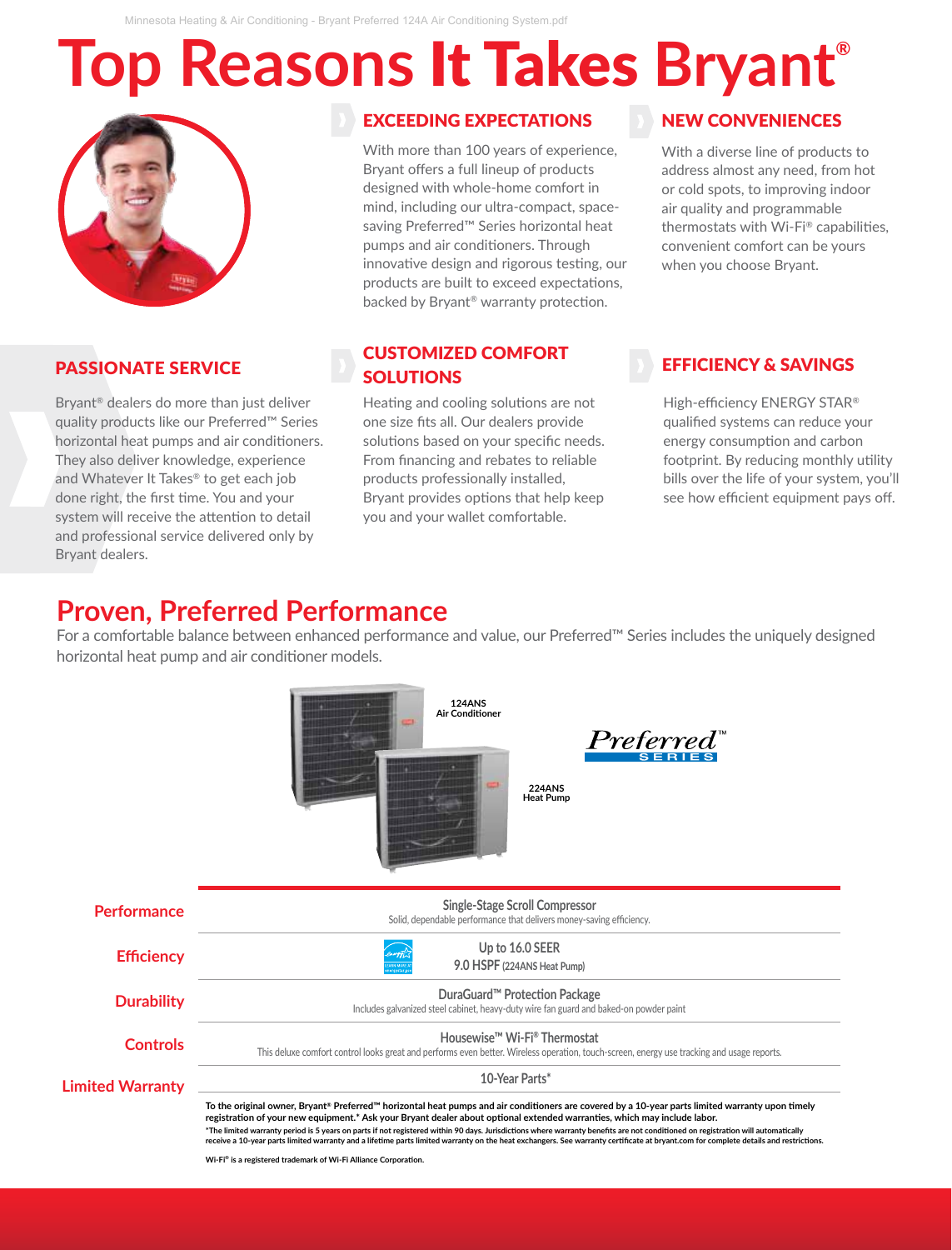# Top Reasons It Takes Bryant®

## EXCEEDING EXPECTATIONS

With more than 100 years of experience, Bryant offers a full lineup of products designed with whole-home comfort in mind, including our ultra-compact, space-saving Preferred™ Series horizontal heat pumps and air conditioners. Through innovative design and rigorous testing, our products are built to exceed expectations, backed by Bryant® warranty protection.

## NEW CONVENIENCES

With a diverse line of products to address almost any need, from hot or cold spots, to improving indoor air quality and programmable thermostats with Wi-Fi® capabilities, convenient comfort can be yours when you choose Bryant.

## PASSIONATE SERVICE

Bryant® dealers do more than just deliver quality products like our Preferred™ Series horizontal heat pumps and air conditioners. They also deliver knowledge, experience and Whatever It Takes® to get each job done right, the first time. You and your system will receive the attention to detail and professional service delivered only by Bryant dealers.

## CUSTOMIZED COMFORT SOLUTIONS

Heating and cooling solutions are not one size fits all. Our dealers provide solutions based on your specific needs. From financing and rebates to reliable products professionally installed, Bryant provides options that help keep you and your wallet comfortable.

## EFFICIENCY & SAVINGS

High-efficiency ENERGY STAR® qualified systems can reduce your energy consumption and carbon footprint. By reducing monthly utility bills over the life of your system, you'll see how efficient equipment pays off.

# Proven, Preferred Performance

For a comfortable balance between enhanced performance and value, our Preferred™ Series includes the uniquely designed horizontal heat pump and air conditioner models.

**124ANS Air Conditioner**

**224ANS Heat Pump**

*Preferred™ SERIES*

| | |
|---|---|
| **Performance** | **Single-Stage Scroll Compressor**<br>Solid, dependable performance that delivers money-saving efficiency. |
| **Efficiency** | **Up to 16.0 SEER**<br>**9.0 HSPF** (224ANS Heat Pump) |
| **Durability** | **DuraGuard™ Protection Package**<br>Includes galvanized steel cabinet, heavy-duty wire fan guard and baked-on powder paint |
| **Controls** | **Housewise™ Wi-Fi® Thermostat**<br>This deluxe comfort control looks great and performs even better. Wireless operation, touch-screen, energy use tracking and usage reports. |
| **Limited Warranty** | **10-Year Parts*** |

**To the original owner, Bryant® Preferred™ horizontal heat pumps and air conditioners are covered by a 10-year parts limited warranty upon timely registration of your new equipment.* Ask your Bryant dealer about optional extended warranties, which may include labor.**

**\*The limited warranty period is 5 years on parts if not registered within 90 days. Jurisdictions where warranty benefits are not conditioned on registration will automatically receive a 10-year parts limited warranty and a lifetime parts limited warranty on the heat exchangers. See warranty certificate at bryant.com for complete details and restrictions.**

**Wi-Fi® is a registered trademark of Wi-Fi Alliance Corporation.**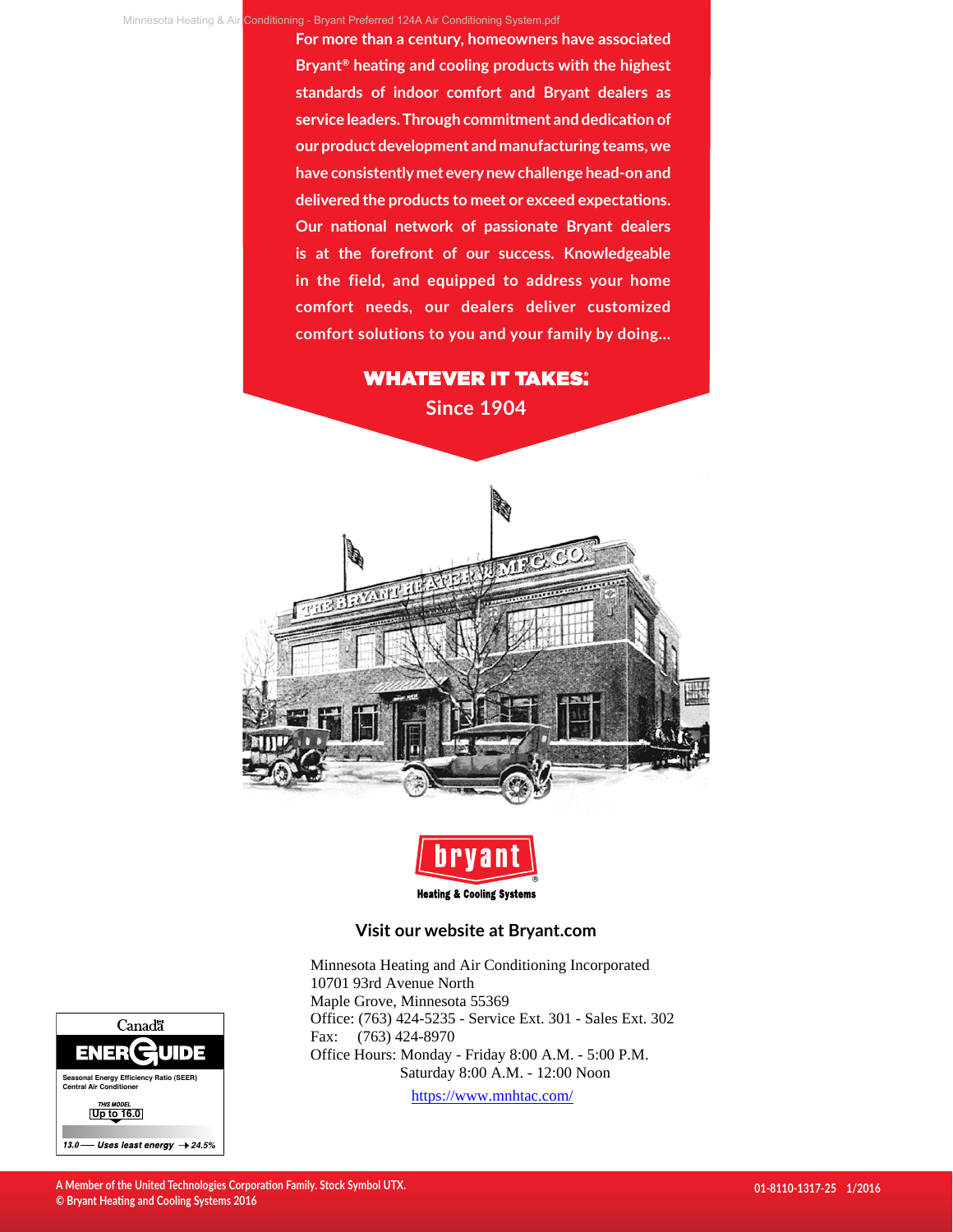For more than a century, homeowners have associated Bryant® heating and cooling products with the highest standards of indoor comfort and Bryant dealers as service leaders. Through commitment and dedication of our product development and manufacturing teams, we have consistently met every new challenge head-on and delivered the products to meet or exceed expectations. Our national network of passionate Bryant dealers is at the forefront of our success. Knowledgeable in the field, and equipped to address your home comfort needs, our dealers deliver customized comfort solutions to you and your family by doing...

**WHATEVER IT TAKES.®**

**Since 1904**

bryant®
Heating & Cooling Systems

**Visit our website at Bryant.com**

Minnesota Heating and Air Conditioning Incorporated
10701 93rd Avenue North
Maple Grove, Minnesota 55369
Office: (763) 424-5235 - Service Ext. 301 - Sales Ext. 302
Fax: (763) 424-8970
Office Hours: Monday - Friday 8:00 A.M. - 5:00 P.M.
Saturday 8:00 A.M. - 12:00 Noon

https://www.mnhtac.com/

Canada
ENERGUIDE
Seasonal Energy Efficiency Ratio (SEER)
Central Air Conditioner
THIS MODEL
Up to 16.0
13.0 — Uses least energy → 24.5%

A Member of the United Technologies Corporation Family. Stock Symbol UTX.
© Bryant Heating and Cooling Systems 2016

01-8110-1317-25 1/2016